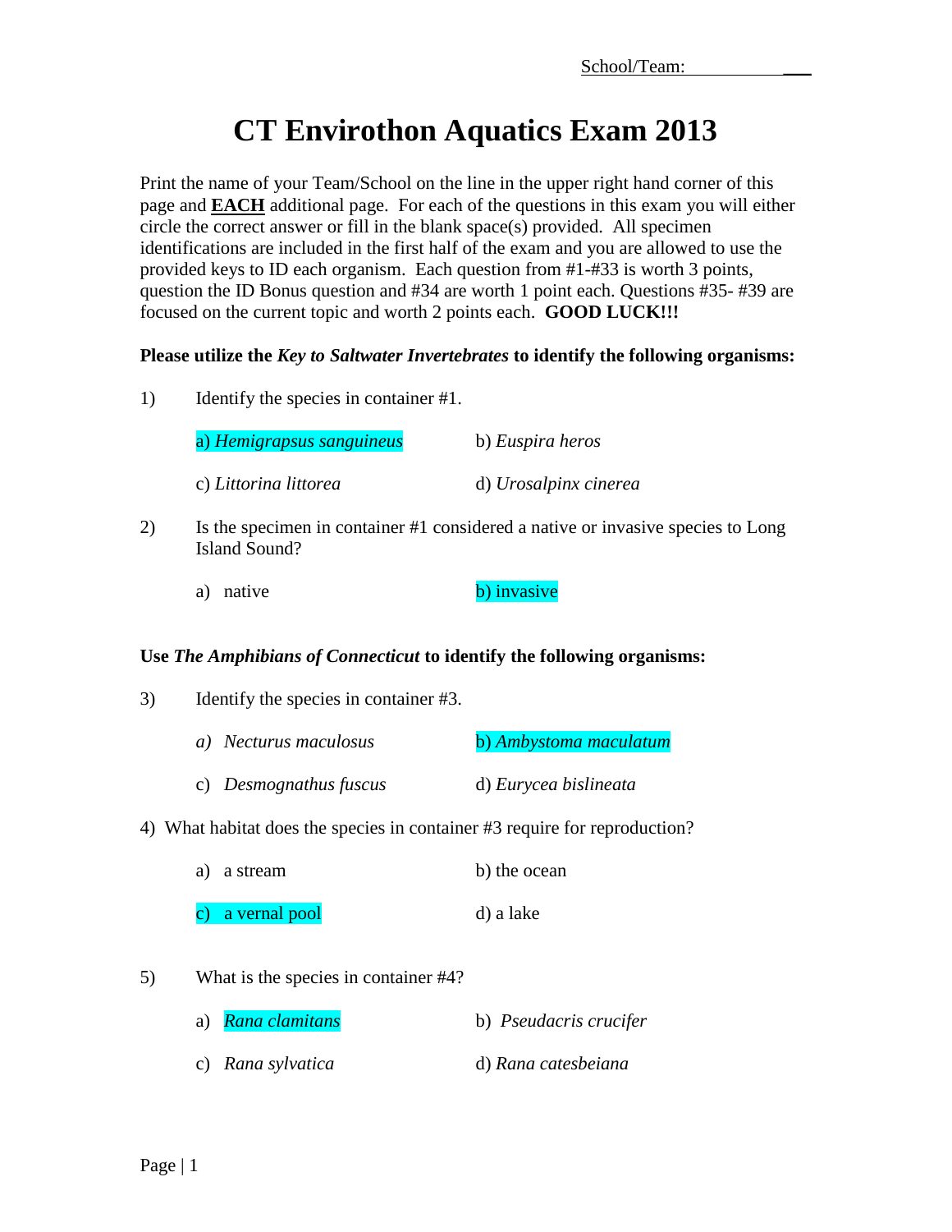School/Team: ___

# CT Envirothon Aquatics Exam 2013

Print the name of your Team/School on the line in the upper right hand corner of this page and **EACH** additional page. For each of the questions in this exam you will either circle the correct answer or fill in the blank space(s) provided. All specimen identifications are included in the first half of the exam and you are allowed to use the provided keys to ID each organism. Each question from #1-#33 is worth 3 points, question the ID Bonus question and #34 are worth 1 point each. Questions #35- #39 are focused on the current topic and worth 2 points each. **GOOD LUCK!!!**

**Please utilize the *Key to Saltwater Invertebrates* to identify the following organisms:**

1) Identify the species in container #1.

   a) *Hemigrapsus sanguineus* &nbsp;&nbsp;&nbsp; b) *Euspira heros*

   c) *Littorina littorea* &nbsp;&nbsp;&nbsp; d) *Urosalpinx cinerea*

2) Is the specimen in container #1 considered a native or invasive species to Long Island Sound?

   a) native &nbsp;&nbsp;&nbsp; b) invasive

**Use *The Amphibians of Connecticut* to identify the following organisms:**

3) Identify the species in container #3.

   *a) Necturus maculosus* &nbsp;&nbsp;&nbsp; b) *Ambystoma maculatum*

   c) *Desmognathus fuscus* &nbsp;&nbsp;&nbsp; d) *Eurycea bislineata*

4) What habitat does the species in container #3 require for reproduction?

   a) a stream &nbsp;&nbsp;&nbsp; b) the ocean

   c) a vernal pool &nbsp;&nbsp;&nbsp; d) a lake

5) What is the species in container #4?

   a) *Rana clamitans* &nbsp;&nbsp;&nbsp; b) *Pseudacris crucifer*

   c) *Rana sylvatica* &nbsp;&nbsp;&nbsp; d) *Rana catesbeiana*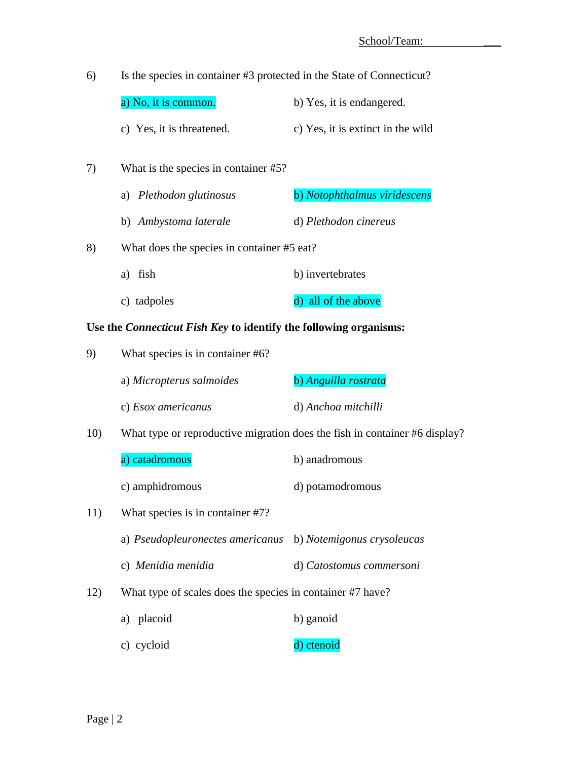School/Team: ___

6) Is the species in container #3 protected in the State of Connecticut?

a) No, it is common.  b) Yes, it is endangered.

c) Yes, it is threatened.  c) Yes, it is extinct in the wild

7) What is the species in container #5?

a) *Plethodon glutinosus*  b) *Notophthalmus viridescens*

b) *Ambystoma laterale*  d) *Plethodon cinereus*

8) What does the species in container #5 eat?

a) fish  b) invertebrates

c) tadpoles  d) all of the above

**Use the *Connecticut Fish Key* to identify the following organisms:**

9) What species is in container #6?

a) *Micropterus salmoides*  b) *Anguilla rostrata*

c) *Esox americanus*  d) *Anchoa mitchilli*

10) What type or reproductive migration does the fish in container #6 display?

a) catadromous  b) anadromous

c) amphidromous  d) potamodromous

11) What species is in container #7?

a) *Pseudopleuronectes americanus*  b) *Notemigonus crysoleucas*

c) *Menidia menidia*  d) *Catostomus commersoni*

12) What type of scales does the species in container #7 have?

a) placoid  b) ganoid

c) cycloid  d) ctenoid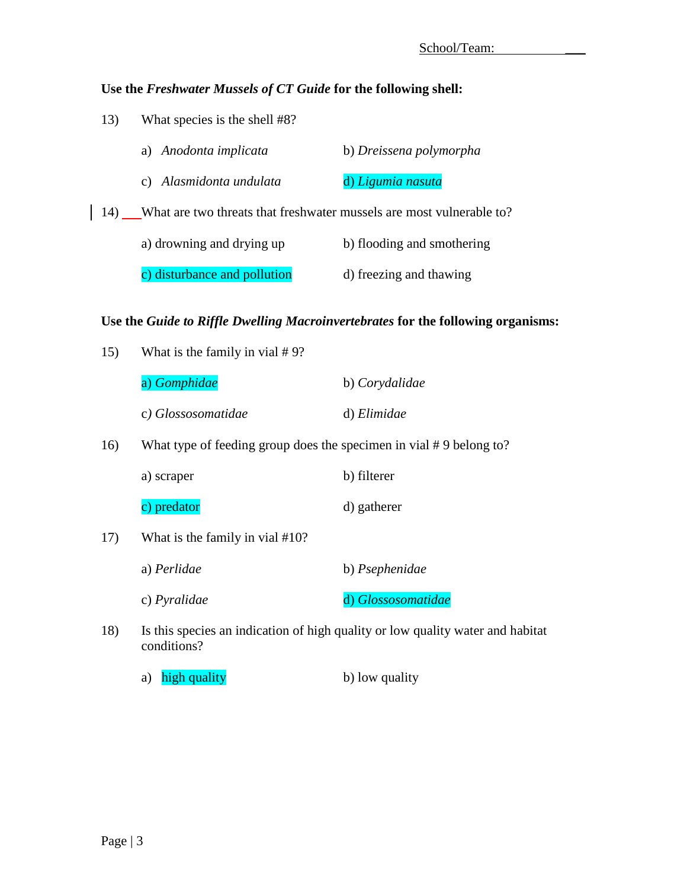School/Team: ___

**Use the *Freshwater Mussels of CT Guide* for the following shell:**

13) What species is the shell #8?

a) *Anodonta implicata*

b) *Dreissena polymorpha*

c) *Alasmidonta undulata*

d) *Ligumia nasuta*

14) ___What are two threats that freshwater mussels are most vulnerable to?

a) drowning and drying up

b) flooding and smothering

c) disturbance and pollution

d) freezing and thawing

**Use the *Guide to Riffle Dwelling Macroinvertebrates* for the following organisms:**

15) What is the family in vial # 9?

a) *Gomphidae*

b) *Corydalidae*

c) *Glossosomatidae*

d) *Elimidae*

16) What type of feeding group does the specimen in vial # 9 belong to?

a) scraper

b) filterer

c) predator

d) gatherer

17) What is the family in vial #10?

a) *Perlidae*

b) *Psephenidae*

c) *Pyralidae*

d) *Glossosomatidae*

18) Is this species an indication of high quality or low quality water and habitat conditions?

a) high quality

b) low quality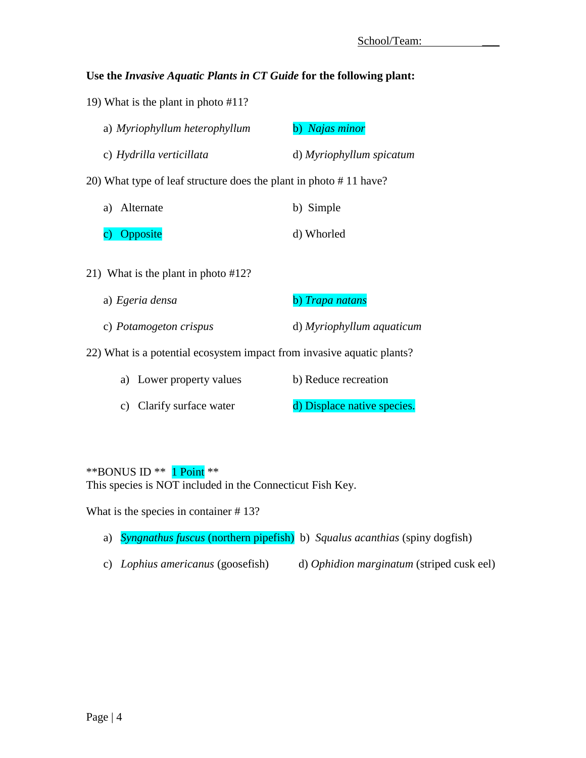School/Team: ___

**Use the *Invasive Aquatic Plants in CT Guide* for the following plant:**

19) What is the plant in photo #11?

a) *Myriophyllum heterophyllum*

b) *Najas minor*

c) *Hydrilla verticillata*

d) *Myriophyllum spicatum*

20) What type of leaf structure does the plant in photo # 11 have?

a) Alternate

b) Simple

c) Opposite

d) Whorled

21) What is the plant in photo #12?

a) *Egeria densa*

b) *Trapa natans*

c) *Potamogeton crispus*

d) *Myriophyllum aquaticum*

22) What is a potential ecosystem impact from invasive aquatic plants?

a) Lower property values

b) Reduce recreation

c) Clarify surface water

d) Displace native species.

**BONUS ID ** 1 Point **
This species is NOT included in the Connecticut Fish Key.

What is the species in container # 13?

a) *Syngnathus fuscus* (northern pipefish)

b) *Squalus acanthias* (spiny dogfish)

c) *Lophius americanus* (goosefish)

d) *Ophidion marginatum* (striped cusk eel)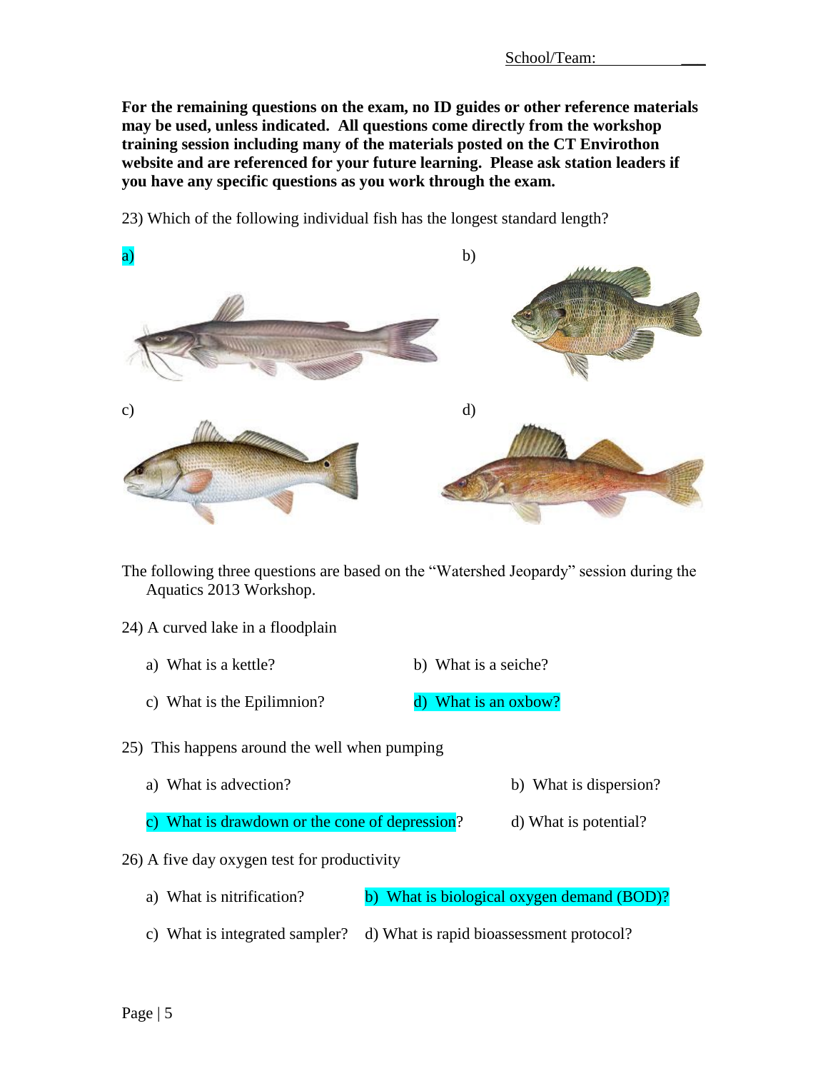School/Team: ___

**For the remaining questions on the exam, no ID guides or other reference materials may be used, unless indicated. All questions come directly from the workshop training session including many of the materials posted on the CT Envirothon website and are referenced for your future learning. Please ask station leaders if you have any specific questions as you work through the exam.**

23) Which of the following individual fish has the longest standard length?

a)

b)

c)

d)

The following three questions are based on the "Watershed Jeopardy" session during the Aquatics 2013 Workshop.

24) A curved lake in a floodplain

- a) What is a kettle?
- b) What is a seiche?
- c) What is the Epilimnion?
- d) What is an oxbow?

25) This happens around the well when pumping

- a) What is advection?
- b) What is dispersion?
- c) What is drawdown or the cone of depression?
- d) What is potential?

26) A five day oxygen test for productivity

- a) What is nitrification?
- b) What is biological oxygen demand (BOD)?
- c) What is integrated sampler?
- d) What is rapid bioassessment protocol?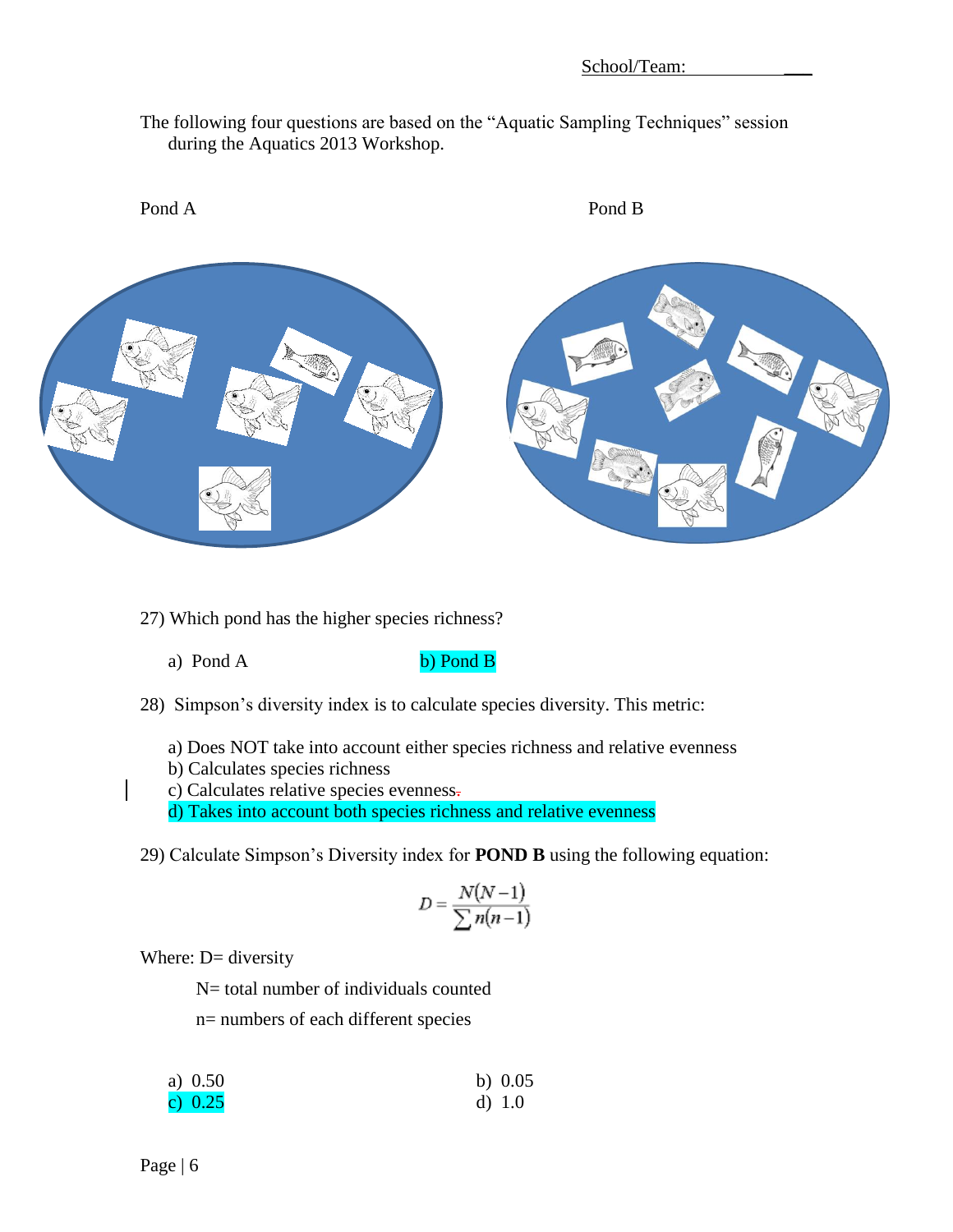School/Team: \_\_\_\_\_\_\_\_\_\_\_\_

The following four questions are based on the "Aquatic Sampling Techniques" session during the Aquatics 2013 Workshop.

Pond A

Pond B

27) Which pond has the higher species richness?

a) Pond A

b) Pond B

28) Simpson's diversity index is to calculate species diversity. This metric:

a) Does NOT take into account either species richness and relative evenness
b) Calculates species richness
c) Calculates relative species evenness
d) Takes into account both species richness and relative evenness

29) Calculate Simpson's Diversity index for **POND B** using the following equation:

$$D = \frac{N(N-1)}{\sum n(n-1)}$$

Where: D= diversity

N= total number of individuals counted

n= numbers of each different species

a) 0.50
b) 0.05
c) 0.25
d) 1.0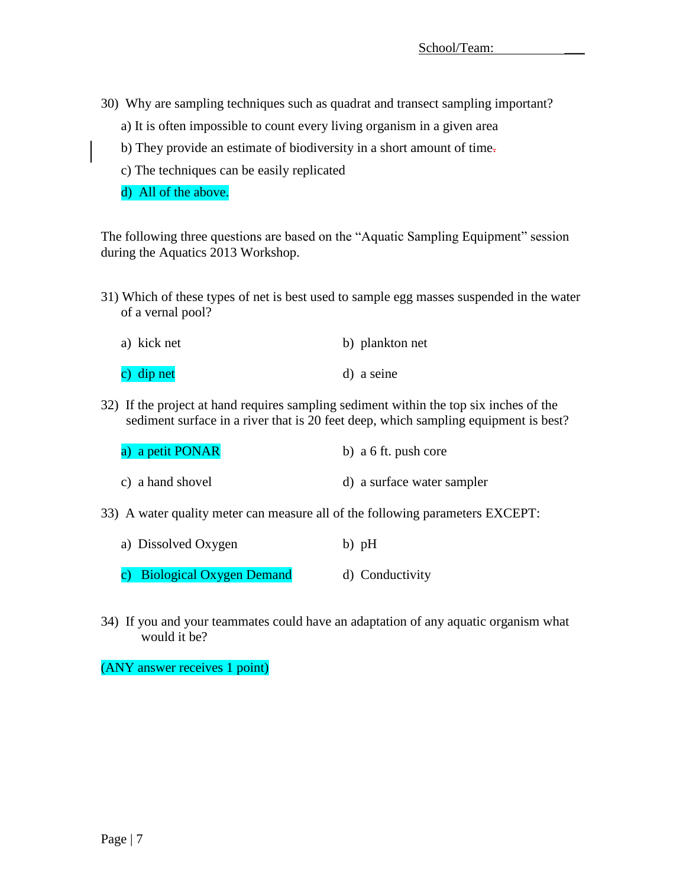School/Team: ___

30) Why are sampling techniques such as quadrat and transect sampling important?

a) It is often impossible to count every living organism in a given area

b) They provide an estimate of biodiversity in a short amount of time.

c) The techniques can be easily replicated

d) All of the above.

The following three questions are based on the "Aquatic Sampling Equipment" session during the Aquatics 2013 Workshop.

31) Which of these types of net is best used to sample egg masses suspended in the water of a vernal pool?

a) kick net

b) plankton net

c) dip net

d) a seine

32) If the project at hand requires sampling sediment within the top six inches of the sediment surface in a river that is 20 feet deep, which sampling equipment is best?

a) a petit PONAR

b) a 6 ft. push core

c) a hand shovel

d) a surface water sampler

33) A water quality meter can measure all of the following parameters EXCEPT:

a) Dissolved Oxygen

b) pH

c) Biological Oxygen Demand

d) Conductivity

34) If you and your teammates could have an adaptation of any aquatic organism what would it be?

(ANY answer receives 1 point)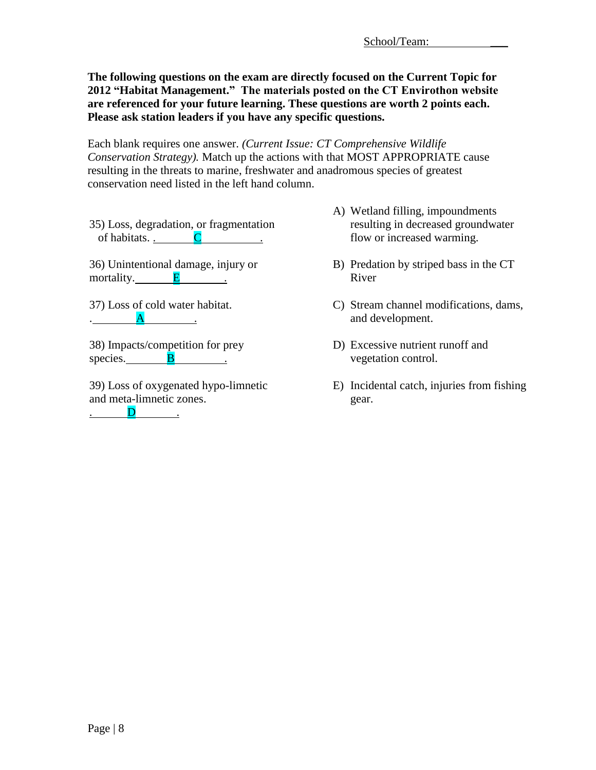School/Team: ___

**The following questions on the exam are directly focused on the Current Topic for 2012 "Habitat Management." The materials posted on the CT Envirothon website are referenced for your future learning. These questions are worth 2 points each. Please ask station leaders if you have any specific questions.**

Each blank requires one answer. *(Current Issue: CT Comprehensive Wildlife Conservation Strategy).* Match up the actions with that MOST APPROPRIATE cause resulting in the threats to marine, freshwater and anadromous species of greatest conservation need listed in the left hand column.

35) Loss, degradation, or fragmentation of habitats. ____C____.

36) Unintentional damage, injury or mortality. ____E____.

37) Loss of cold water habitat. ____A____.

38) Impacts/competition for prey species. ____B____.

39) Loss of oxygenated hypo-limnetic and meta-limnetic zones. ____D____.

A) Wetland filling, impoundments resulting in decreased groundwater flow or increased warming.

B) Predation by striped bass in the CT River

C) Stream channel modifications, dams, and development.

D) Excessive nutrient runoff and vegetation control.

E) Incidental catch, injuries from fishing gear.